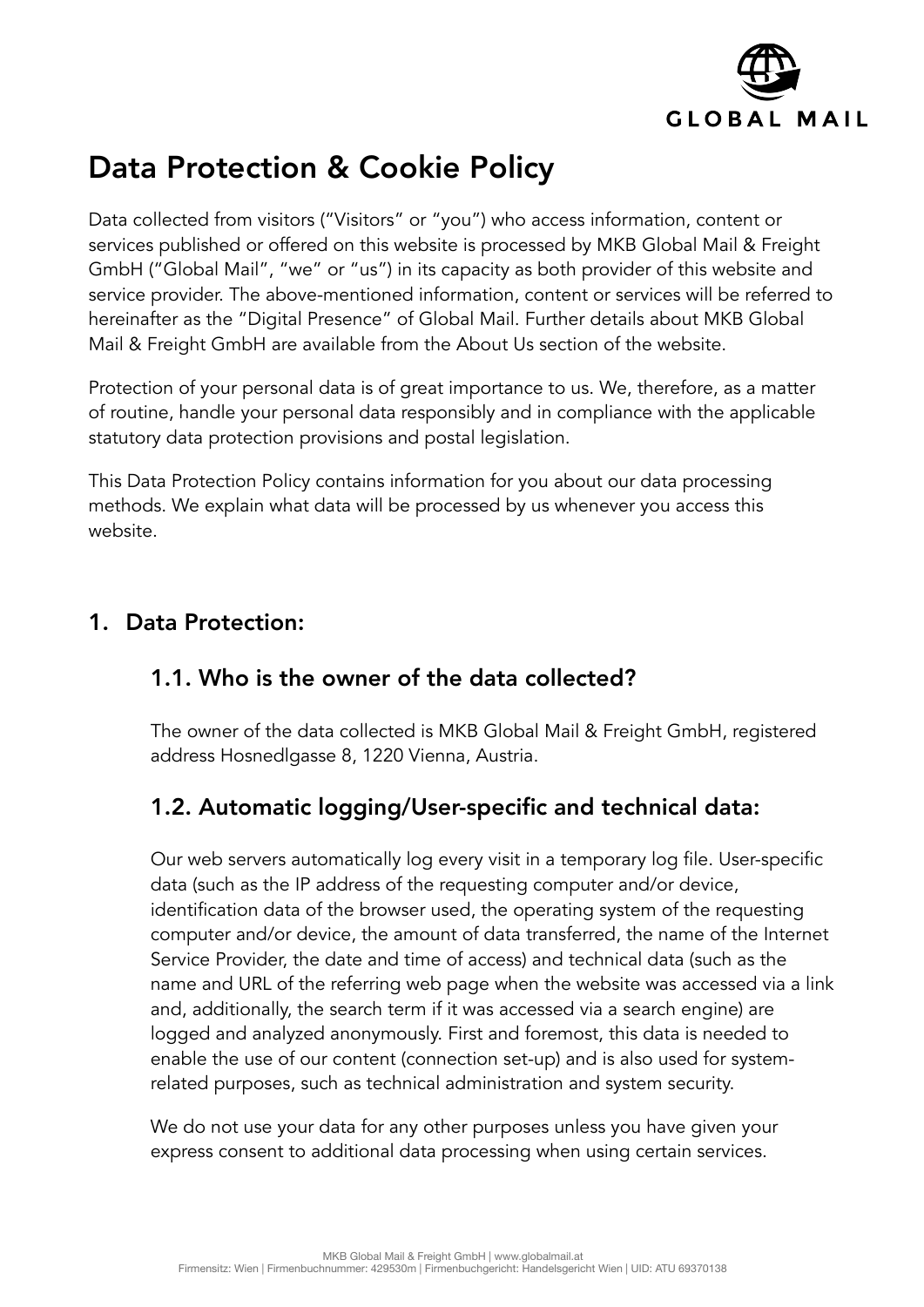# Data Protection & Cookie Policy

Data collected from visitors ("Visitors" or "you") who access information, content or services published or offered on this website is processed by MKB Global Mail & Freight GmbH ("Global Mail", "we" or "us") in its capacity as both provider of this website and service provider. The above-mentioned information, content or services will be referred to hereinafter as the "Digital Presence" of Global Mail. Further details about MKB Global Mail & Freight GmbH are available from the About Us section of the website.

Protection of your personal data is of great importance to us. We, therefore, as a matter of routine, handle your personal data responsibly and in compliance with the applicable statutory data protection provisions and postal legislation.

This Data Protection Policy contains information for you about our data processing methods. We explain what data will be processed by us whenever you access this website.

## 1. Data Protection:

### 1.1. Who is the owner of the data collected?

The owner of the data collected is MKB Global Mail & Freight GmbH, registered address Hosnedlgasse 8, 1220 Vienna, Austria.

### 1.2. Automatic logging/User-specific and technical data:

Our web servers automatically log every visit in a temporary log file. User-specific data (such as the IP address of the requesting computer and/or device, identification data of the browser used, the operating system of the requesting computer and/or device, the amount of data transferred, the name of the Internet Service Provider, the date and time of access) and technical data (such as the name and URL of the referring web page when the website was accessed via a link and, additionally, the search term if it was accessed via a search engine) are logged and analyzed anonymously. First and foremost, this data is needed to enable the use of our content (connection set-up) and is also used for system-related purposes, such as technical administration and system security.

We do not use your data for any other purposes unless you have given your express consent to additional data processing when using certain services.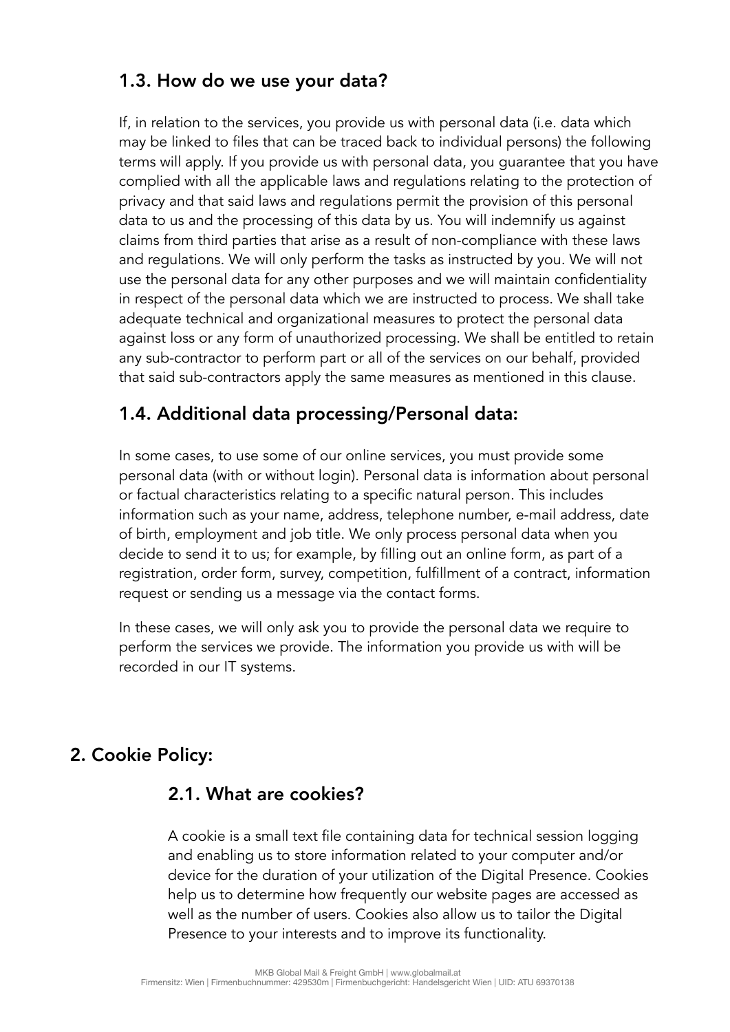### 1.3. How do we use your data?

If, in relation to the services, you provide us with personal data (i.e. data which may be linked to files that can be traced back to individual persons) the following terms will apply. If you provide us with personal data, you guarantee that you have complied with all the applicable laws and regulations relating to the protection of privacy and that said laws and regulations permit the provision of this personal data to us and the processing of this data by us. You will indemnify us against claims from third parties that arise as a result of non-compliance with these laws and regulations. We will only perform the tasks as instructed by you. We will not use the personal data for any other purposes and we will maintain confidentiality in respect of the personal data which we are instructed to process. We shall take adequate technical and organizational measures to protect the personal data against loss or any form of unauthorized processing. We shall be entitled to retain any sub-contractor to perform part or all of the services on our behalf, provided that said sub-contractors apply the same measures as mentioned in this clause.

### 1.4. Additional data processing/Personal data:

In some cases, to use some of our online services, you must provide some personal data (with or without login). Personal data is information about personal or factual characteristics relating to a specific natural person. This includes information such as your name, address, telephone number, e-mail address, date of birth, employment and job title. We only process personal data when you decide to send it to us; for example, by filling out an online form, as part of a registration, order form, survey, competition, fulfillment of a contract, information request or sending us a message via the contact forms.

In these cases, we will only ask you to provide the personal data we require to perform the services we provide. The information you provide us with will be recorded in our IT systems.

## 2. Cookie Policy:

### 2.1. What are cookies?

A cookie is a small text file containing data for technical session logging and enabling us to store information related to your computer and/or device for the duration of your utilization of the Digital Presence. Cookies help us to determine how frequently our website pages are accessed as well as the number of users. Cookies also allow us to tailor the Digital Presence to your interests and to improve its functionality.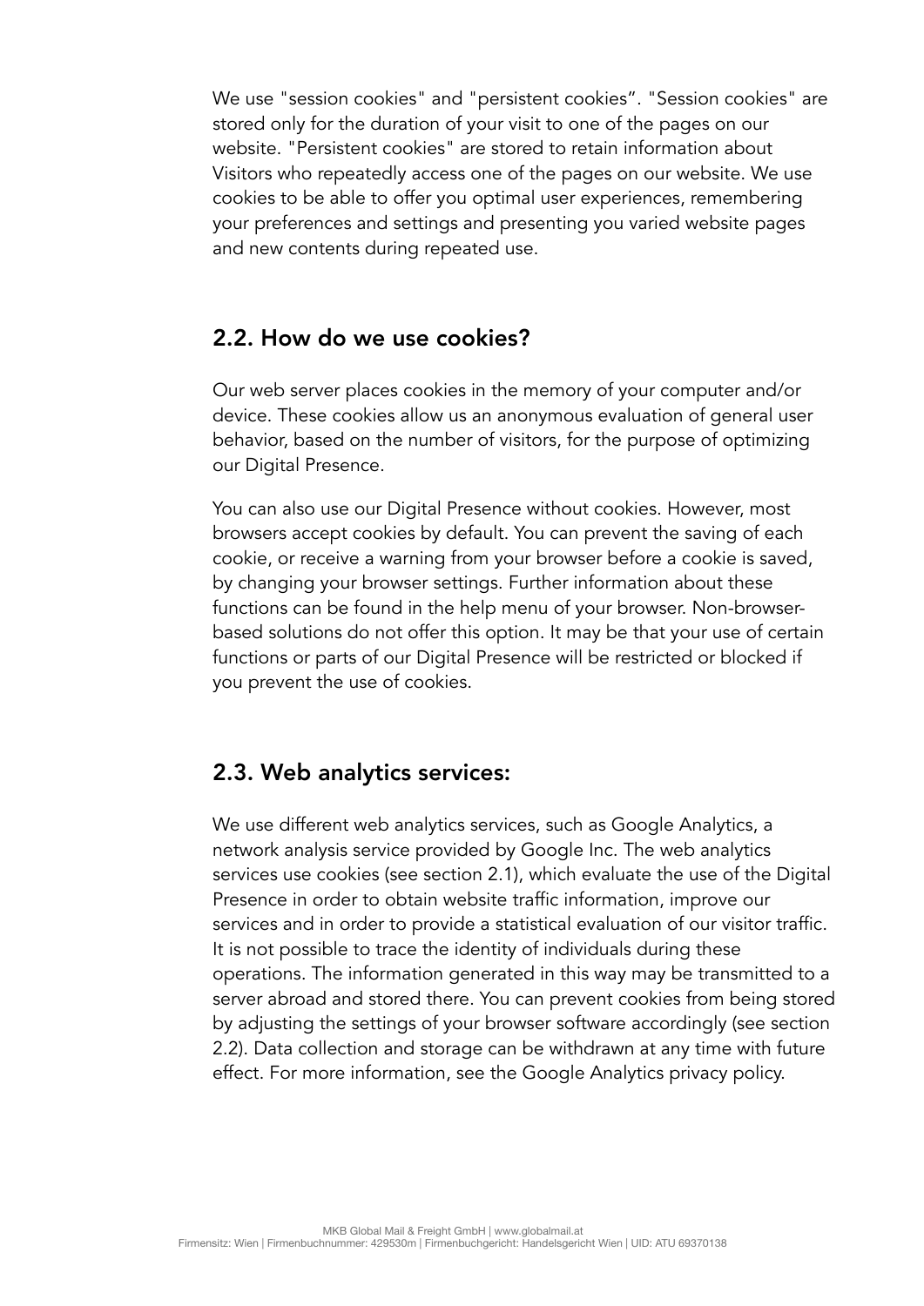We use "session cookies" and "persistent cookies”. "Session cookies" are stored only for the duration of your visit to one of the pages on our website. "Persistent cookies" are stored to retain information about Visitors who repeatedly access one of the pages on our website. We use cookies to be able to offer you optimal user experiences, remembering your preferences and settings and presenting you varied website pages and new contents during repeated use.

## 2.2. How do we use cookies?

Our web server places cookies in the memory of your computer and/or device. These cookies allow us an anonymous evaluation of general user behavior, based on the number of visitors, for the purpose of optimizing our Digital Presence.

You can also use our Digital Presence without cookies. However, most browsers accept cookies by default. You can prevent the saving of each cookie, or receive a warning from your browser before a cookie is saved, by changing your browser settings. Further information about these functions can be found in the help menu of your browser. Non-browser-based solutions do not offer this option. It may be that your use of certain functions or parts of our Digital Presence will be restricted or blocked if you prevent the use of cookies.

## 2.3. Web analytics services:

We use different web analytics services, such as Google Analytics, a network analysis service provided by Google Inc. The web analytics services use cookies (see section 2.1), which evaluate the use of the Digital Presence in order to obtain website traffic information, improve our services and in order to provide a statistical evaluation of our visitor traffic. It is not possible to trace the identity of individuals during these operations. The information generated in this way may be transmitted to a server abroad and stored there. You can prevent cookies from being stored by adjusting the settings of your browser software accordingly (see section 2.2). Data collection and storage can be withdrawn at any time with future effect. For more information, see the Google Analytics privacy policy.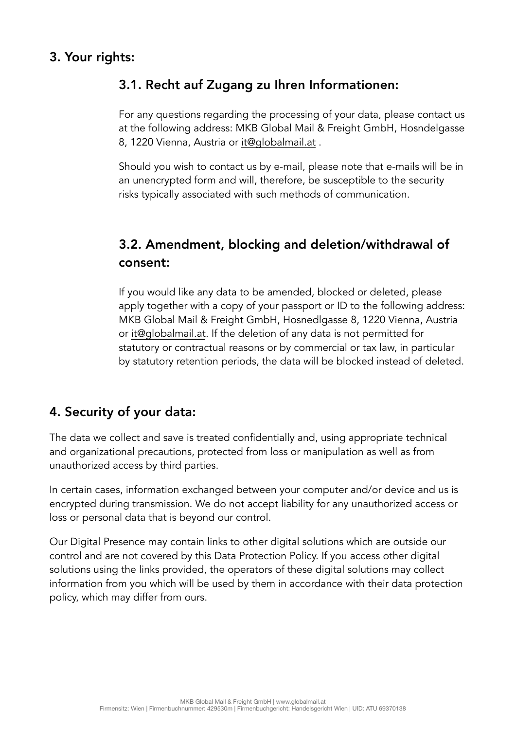## 3. Your rights:

### 3.1. Recht auf Zugang zu Ihren Informationen:

For any questions regarding the processing of your data, please contact us at the following address: MKB Global Mail & Freight GmbH, Hosndelgasse 8, 1220 Vienna, Austria or it@globalmail.at .

Should you wish to contact us by e-mail, please note that e-mails will be in an unencrypted form and will, therefore, be susceptible to the security risks typically associated with such methods of communication.

### 3.2. Amendment, blocking and deletion/withdrawal of consent:

If you would like any data to be amended, blocked or deleted, please apply together with a copy of your passport or ID to the following address: MKB Global Mail & Freight GmbH, Hosnedlgasse 8, 1220 Vienna, Austria or it@globalmail.at. If the deletion of any data is not permitted for statutory or contractual reasons or by commercial or tax law, in particular by statutory retention periods, the data will be blocked instead of deleted.

## 4. Security of your data:

The data we collect and save is treated confidentially and, using appropriate technical and organizational precautions, protected from loss or manipulation as well as from unauthorized access by third parties.

In certain cases, information exchanged between your computer and/or device and us is encrypted during transmission. We do not accept liability for any unauthorized access or loss or personal data that is beyond our control.

Our Digital Presence may contain links to other digital solutions which are outside our control and are not covered by this Data Protection Policy. If you access other digital solutions using the links provided, the operators of these digital solutions may collect information from you which will be used by them in accordance with their data protection policy, which may differ from ours.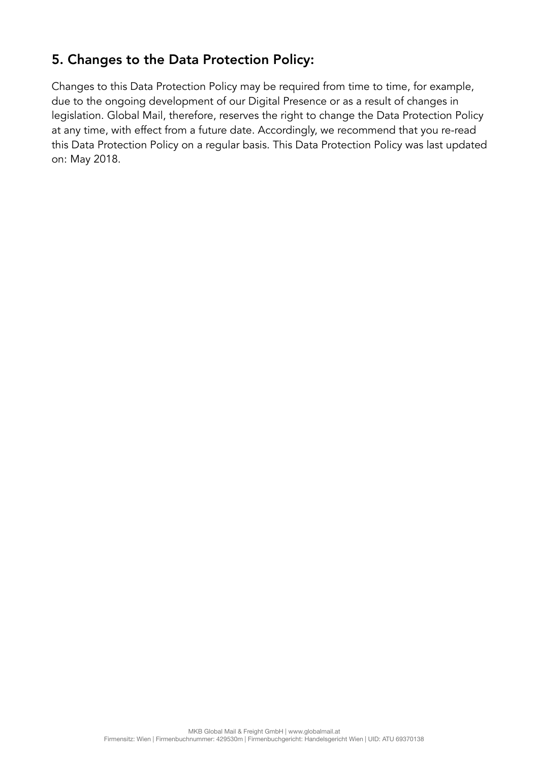## 5. Changes to the Data Protection Policy:

Changes to this Data Protection Policy may be required from time to time, for example, due to the ongoing development of our Digital Presence or as a result of changes in legislation. Global Mail, therefore, reserves the right to change the Data Protection Policy at any time, with effect from a future date. Accordingly, we recommend that you re-read this Data Protection Policy on a regular basis. This Data Protection Policy was last updated on: May 2018.